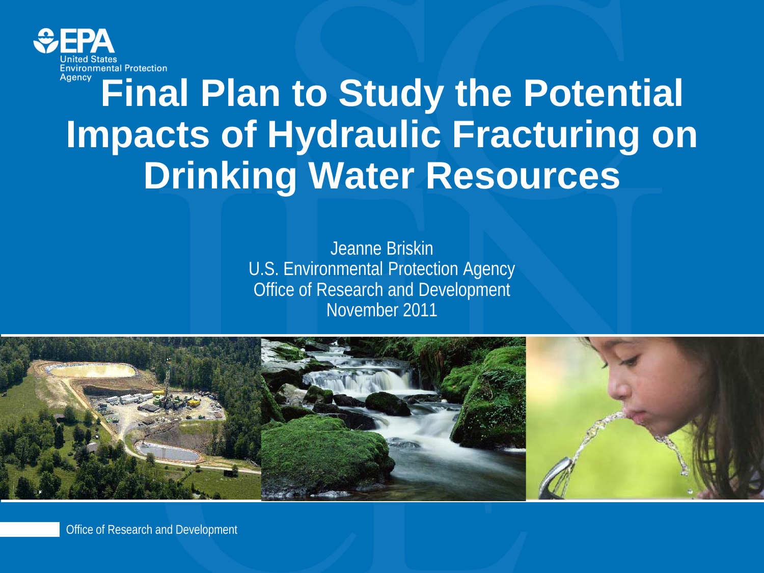United States Environmental Protection Agency

# Final Plan to Study the Potential Impacts of Hydraulic Fracturing on Drinking Water Resources

Jeanne Briskin
U.S. Environmental Protection Agency
Office of Research and Development
November 2011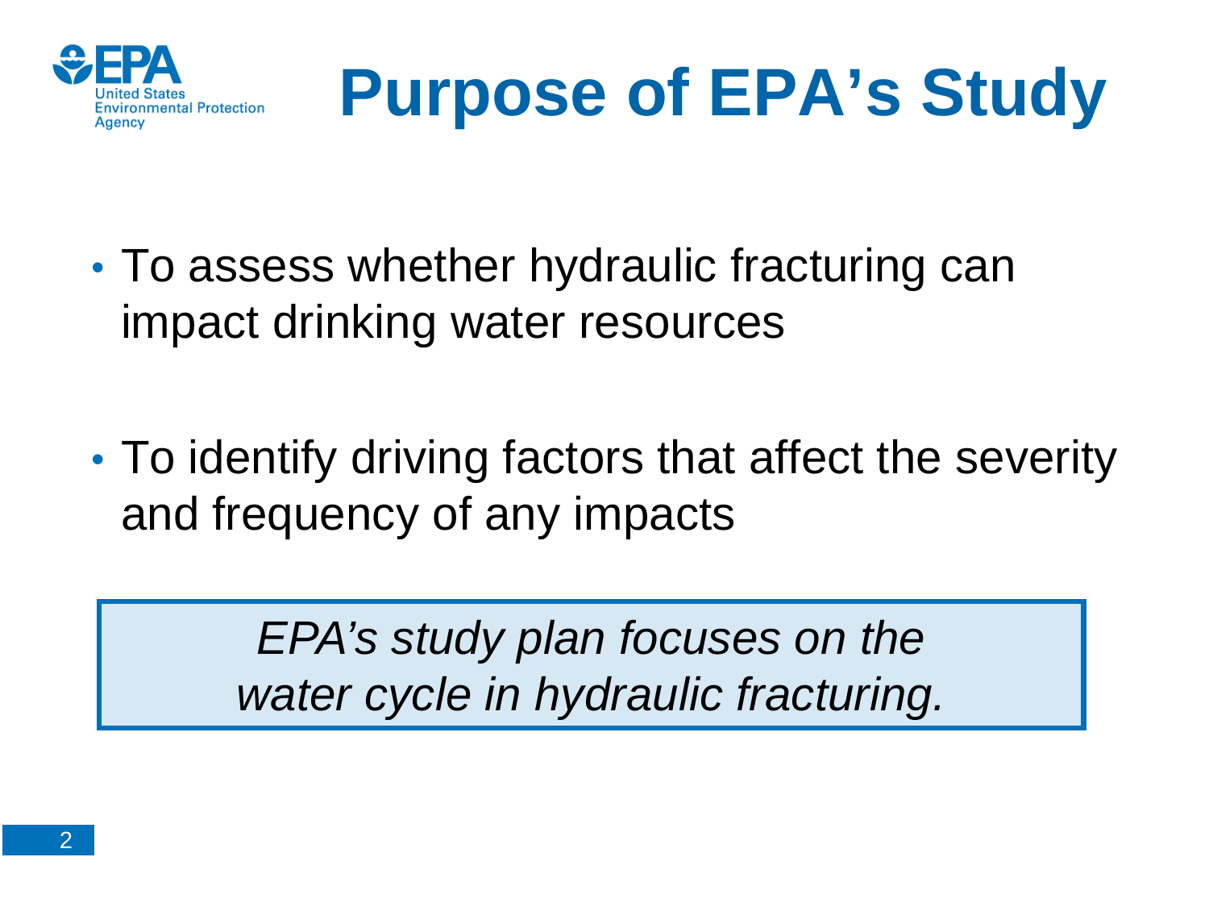# Purpose of EPA's Study

- To assess whether hydraulic fracturing can impact drinking water resources
- To identify driving factors that affect the severity and frequency of any impacts

*EPA's study plan focuses on the water cycle in hydraulic fracturing.*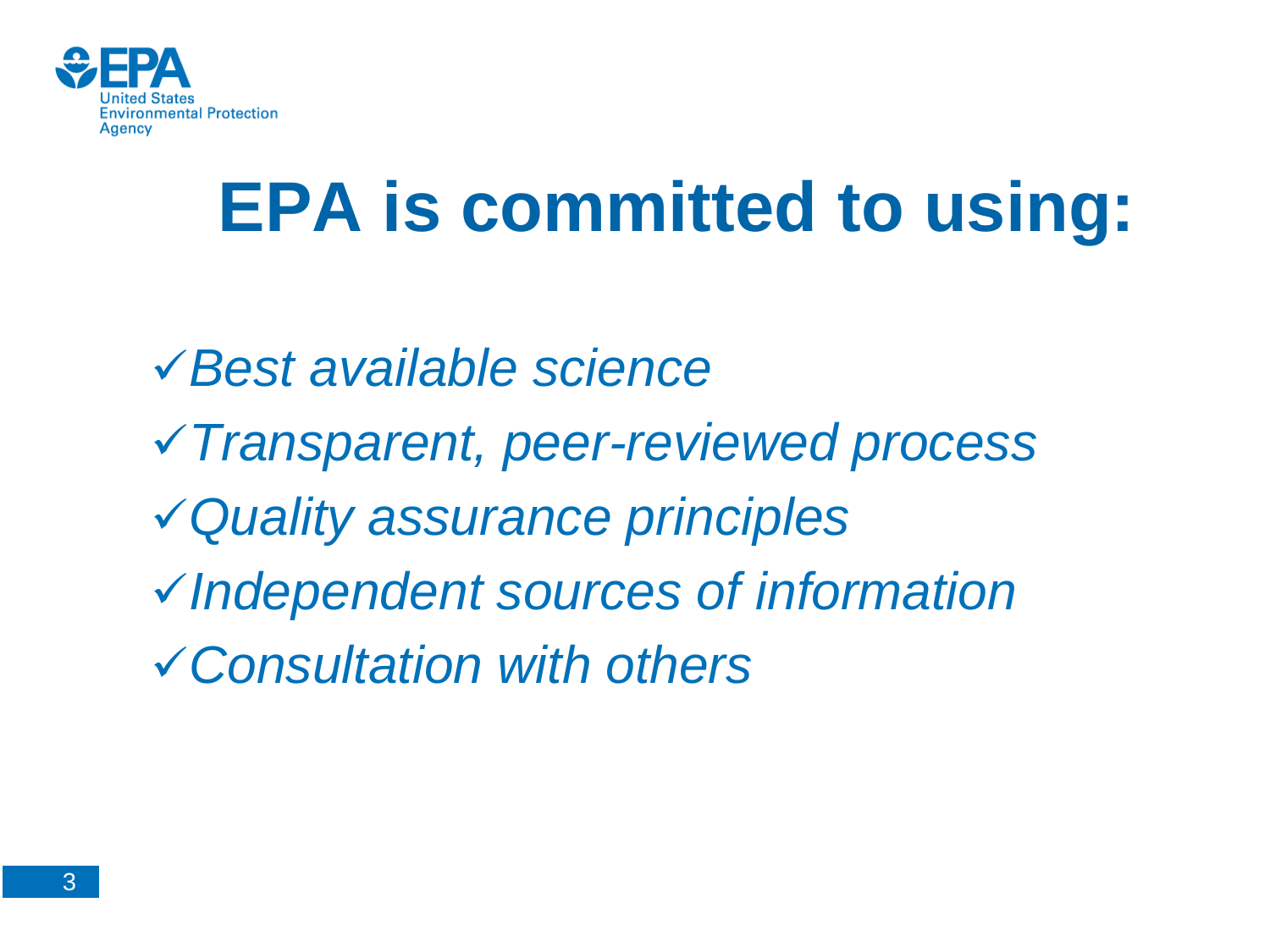# EPA is committed to using:

- ✓ *Best available science*
- ✓ *Transparent, peer-reviewed process*
- ✓ *Quality assurance principles*
- ✓ *Independent sources of information*
- ✓ *Consultation with others*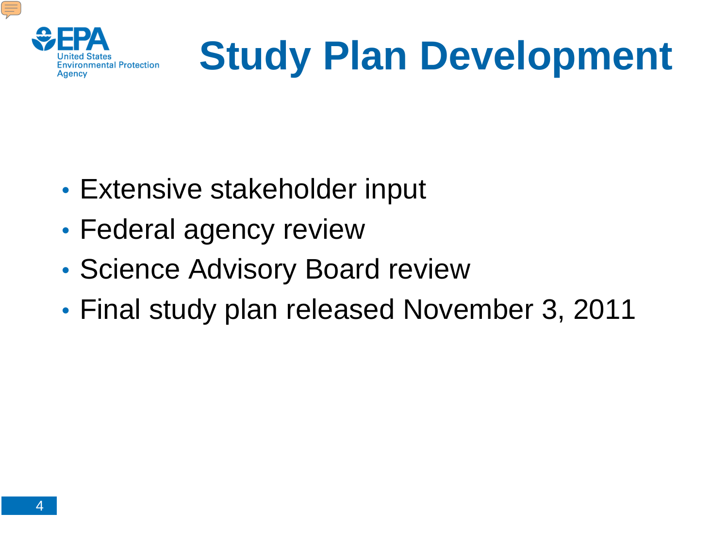# Study Plan Development

- Extensive stakeholder input
- Federal agency review
- Science Advisory Board review
- Final study plan released November 3, 2011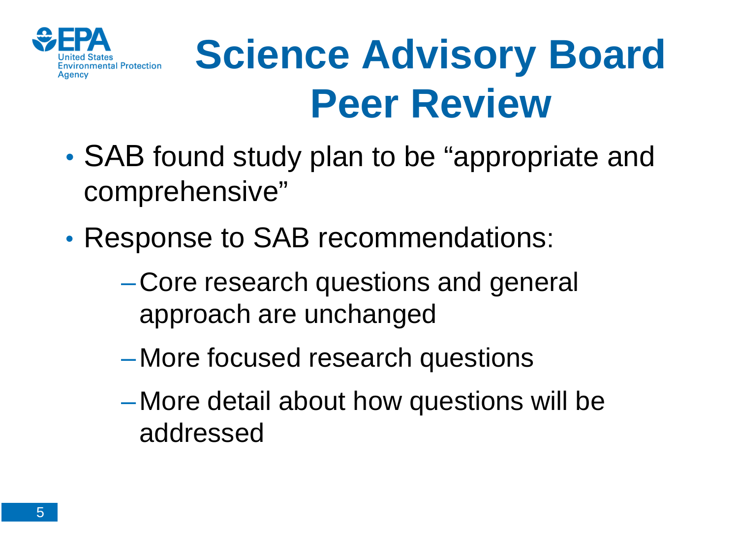# Science Advisory Board Peer Review

- SAB found study plan to be "appropriate and comprehensive"
- Response to SAB recommendations:
  - Core research questions and general approach are unchanged
  - More focused research questions
  - More detail about how questions will be addressed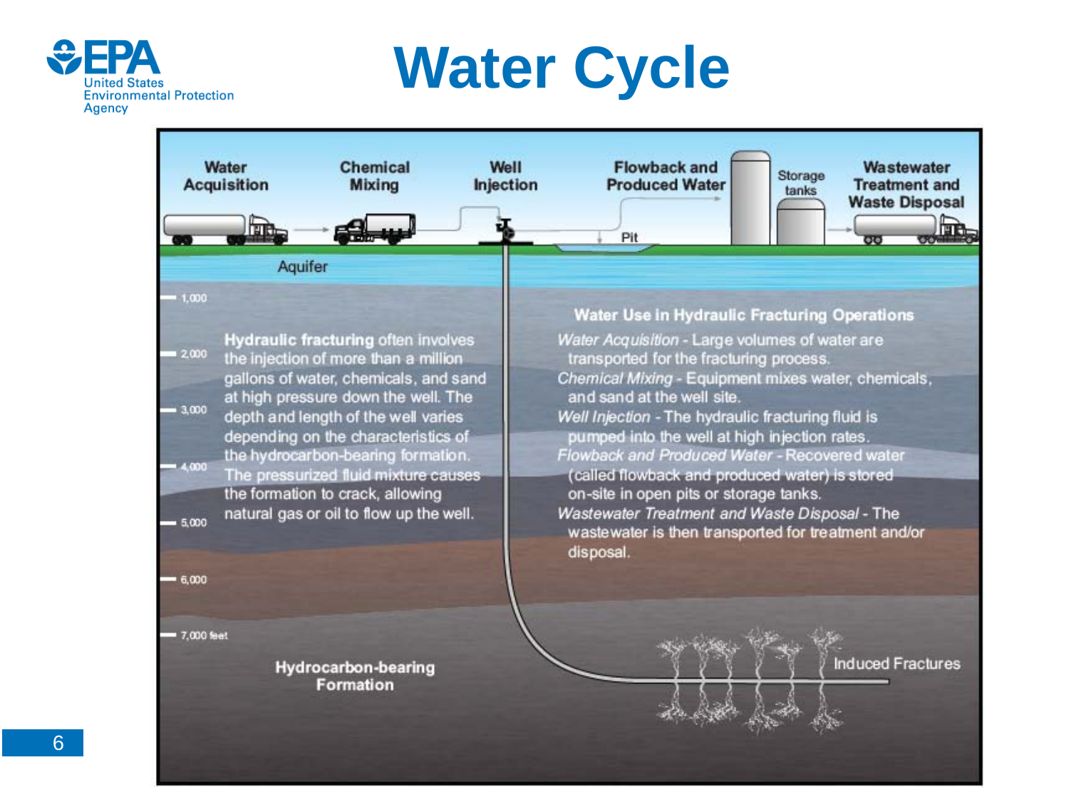# Water Cycle

Water Acquisition

Chemical Mixing

Well Injection

Flowback and Produced Water

Storage tanks

Wastewater Treatment and Waste Disposal

Pit

Aquifer

1,000

2,000

3,000

4,000

5,000

6,000

7,000 feet

**Hydraulic fracturing** often involves the injection of more than a million gallons of water, chemicals, and sand at high pressure down the well. The depth and length of the well varies depending on the characteristics of the hydrocarbon-bearing formation. The pressurized fluid mixture causes the formation to crack, allowing natural gas or oil to flow up the well.

**Water Use in Hydraulic Fracturing Operations**

*Water Acquisition* - Large volumes of water are transported for the fracturing process.

*Chemical Mixing* - Equipment mixes water, chemicals, and sand at the well site.

*Well Injection* - The hydraulic fracturing fluid is pumped into the well at high injection rates.

*Flowback and Produced Water* - Recovered water (called flowback and produced water) is stored on-site in open pits or storage tanks.

*Wastewater Treatment and Waste Disposal* - The wastewater is then transported for treatment and/or disposal.

Hydrocarbon-bearing Formation

Induced Fractures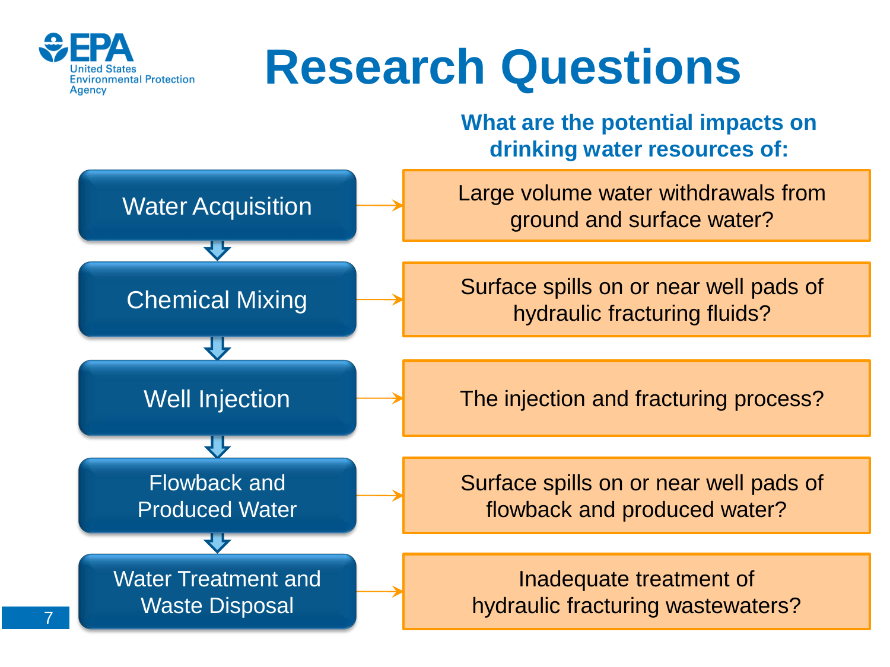# Research Questions

**What are the potential impacts on drinking water resources of:**

| Stage | Research Question |
| --- | --- |
| Water Acquisition | Large volume water withdrawals from ground and surface water? |
| Chemical Mixing | Surface spills on or near well pads of hydraulic fracturing fluids? |
| Well Injection | The injection and fracturing process? |
| Flowback and Produced Water | Surface spills on or near well pads of flowback and produced water? |
| Water Treatment and Waste Disposal | Inadequate treatment of hydraulic fracturing wastewaters? |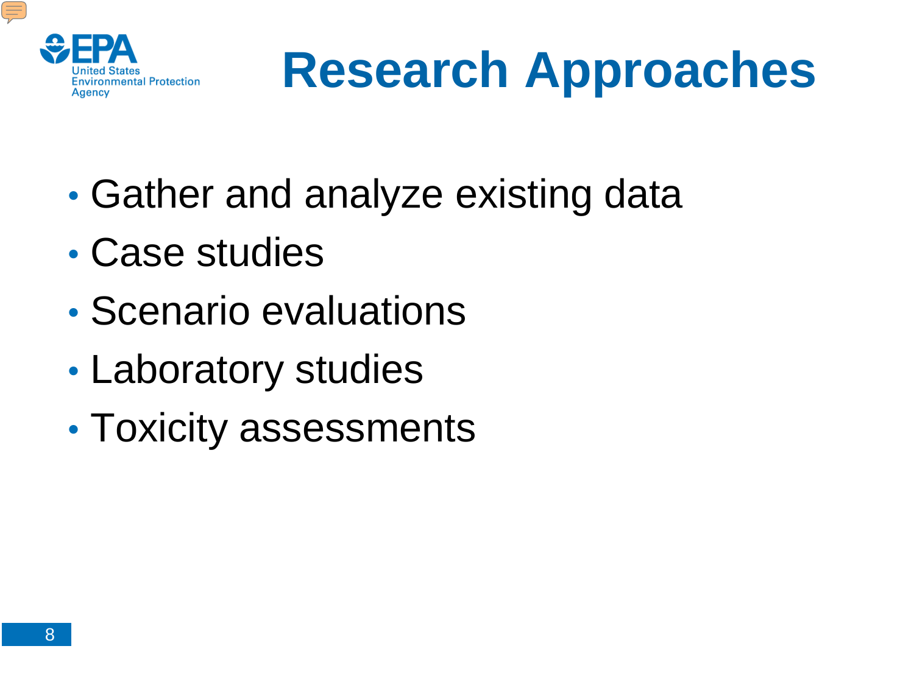# Research Approaches

- Gather and analyze existing data
- Case studies
- Scenario evaluations
- Laboratory studies
- Toxicity assessments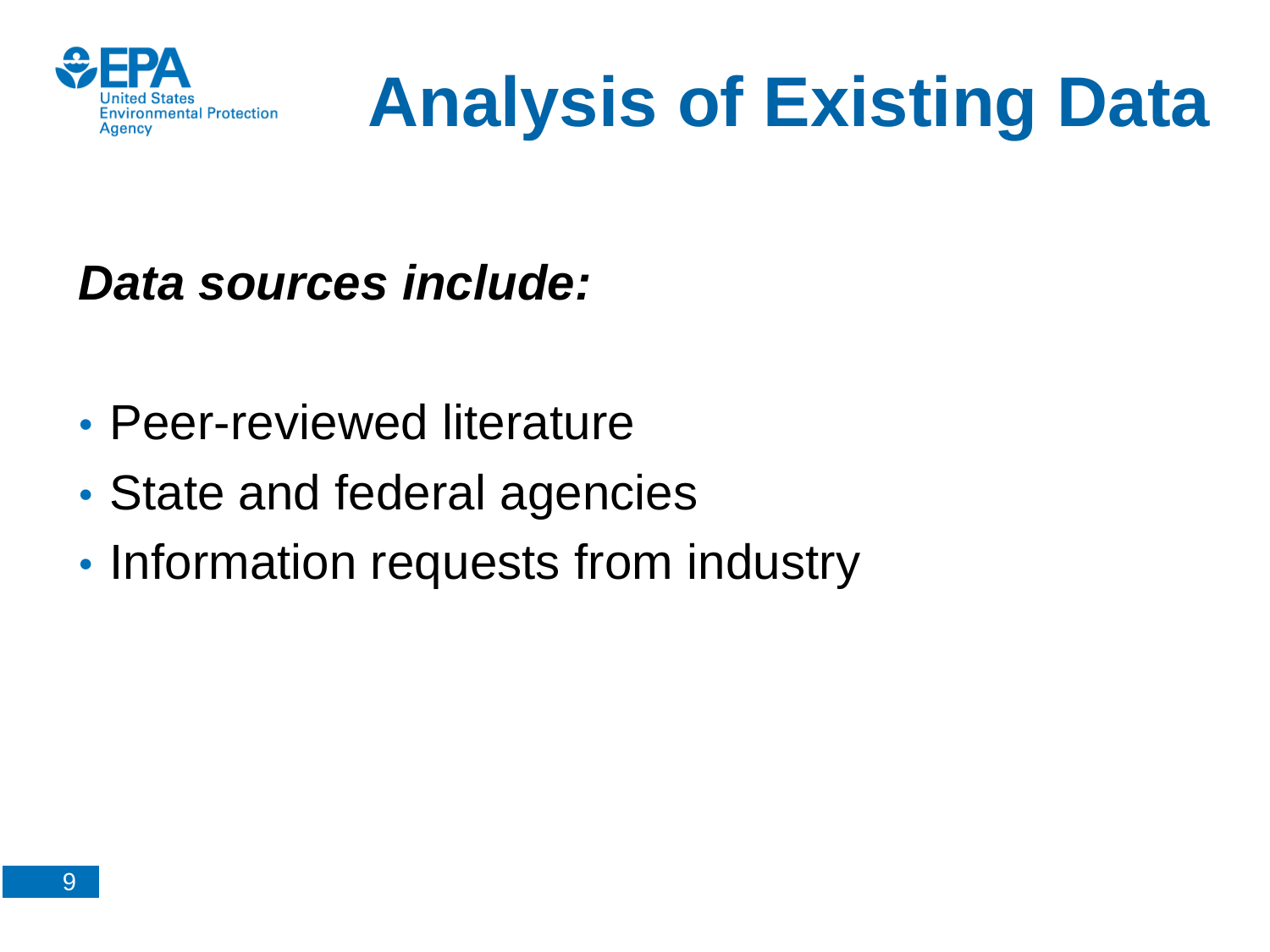# Analysis of Existing Data

***Data sources include:***

- Peer-reviewed literature
- State and federal agencies
- Information requests from industry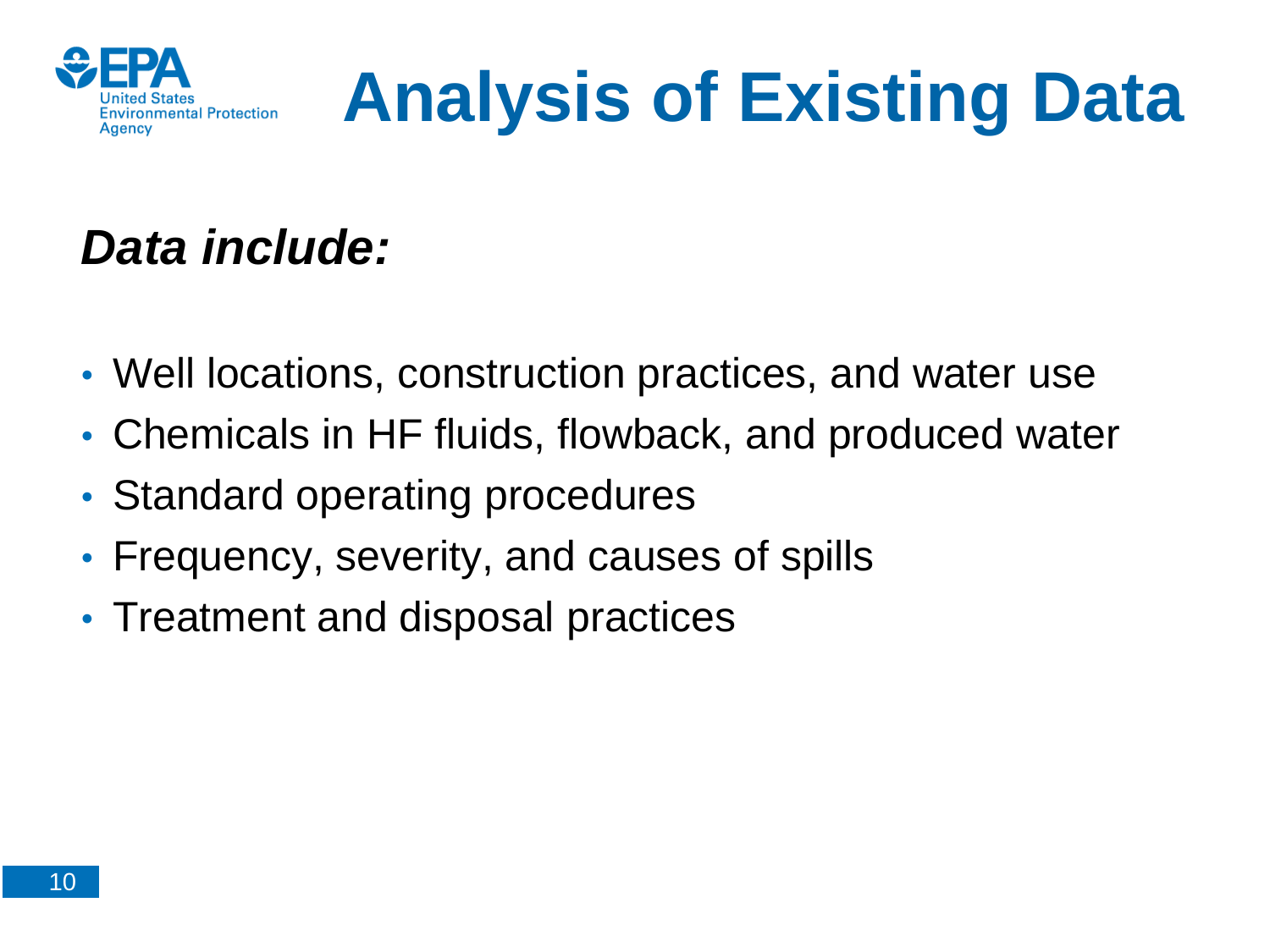# Analysis of Existing Data

***Data include:***

- Well locations, construction practices, and water use
- Chemicals in HF fluids, flowback, and produced water
- Standard operating procedures
- Frequency, severity, and causes of spills
- Treatment and disposal practices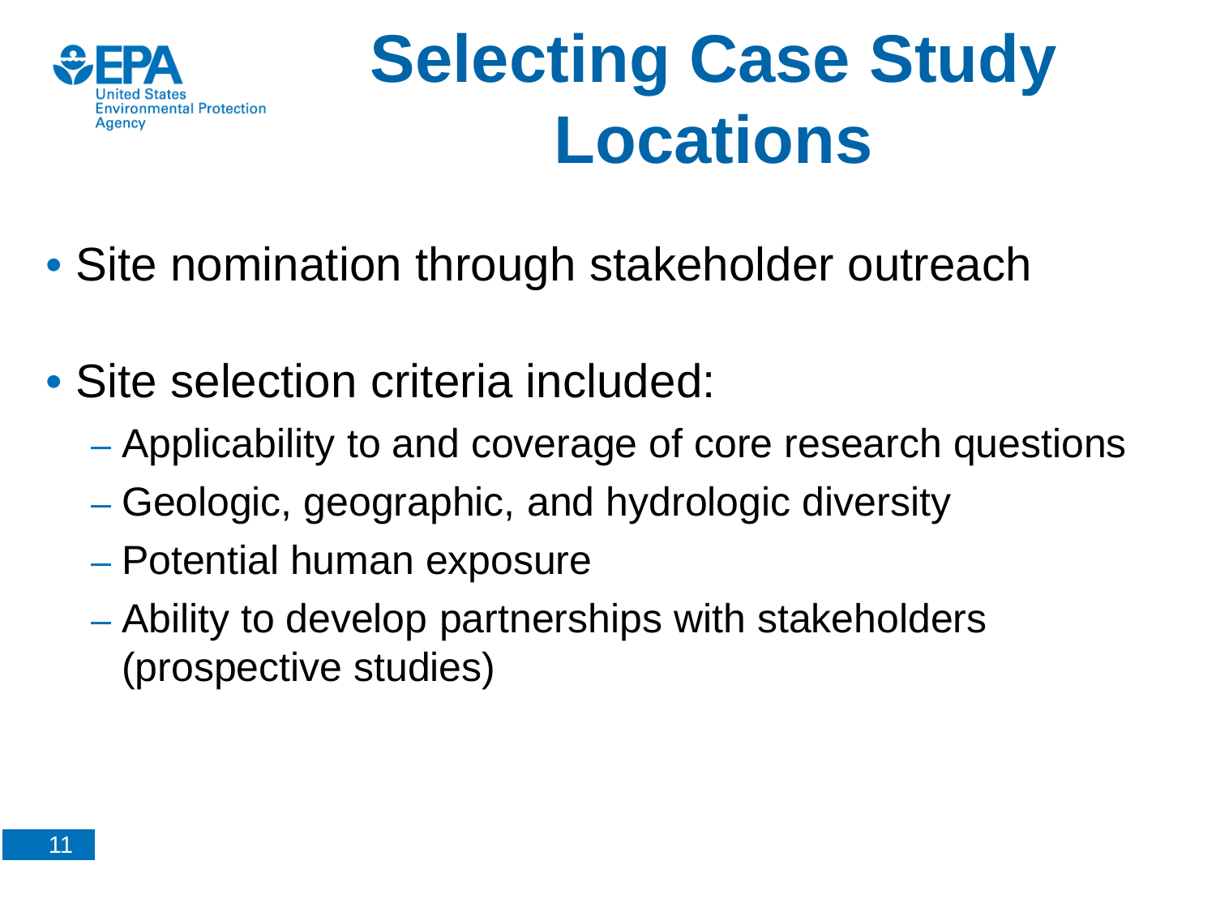# Selecting Case Study Locations

- Site nomination through stakeholder outreach
- Site selection criteria included:
  - Applicability to and coverage of core research questions
  - Geologic, geographic, and hydrologic diversity
  - Potential human exposure
  - Ability to develop partnerships with stakeholders (prospective studies)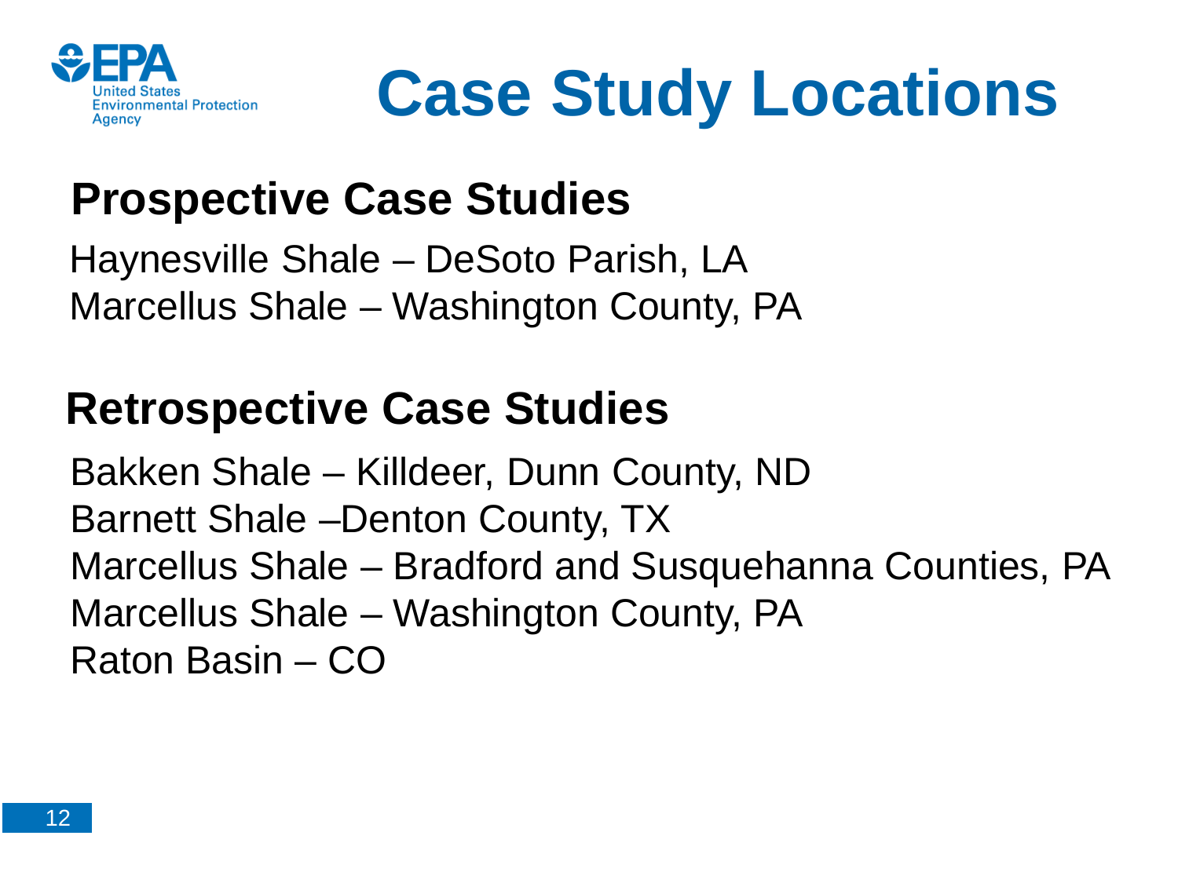# Case Study Locations

## Prospective Case Studies

Haynesville Shale – DeSoto Parish, LA
Marcellus Shale – Washington County, PA

## Retrospective Case Studies

Bakken Shale – Killdeer, Dunn County, ND
Barnett Shale –Denton County, TX
Marcellus Shale – Bradford and Susquehanna Counties, PA
Marcellus Shale – Washington County, PA
Raton Basin – CO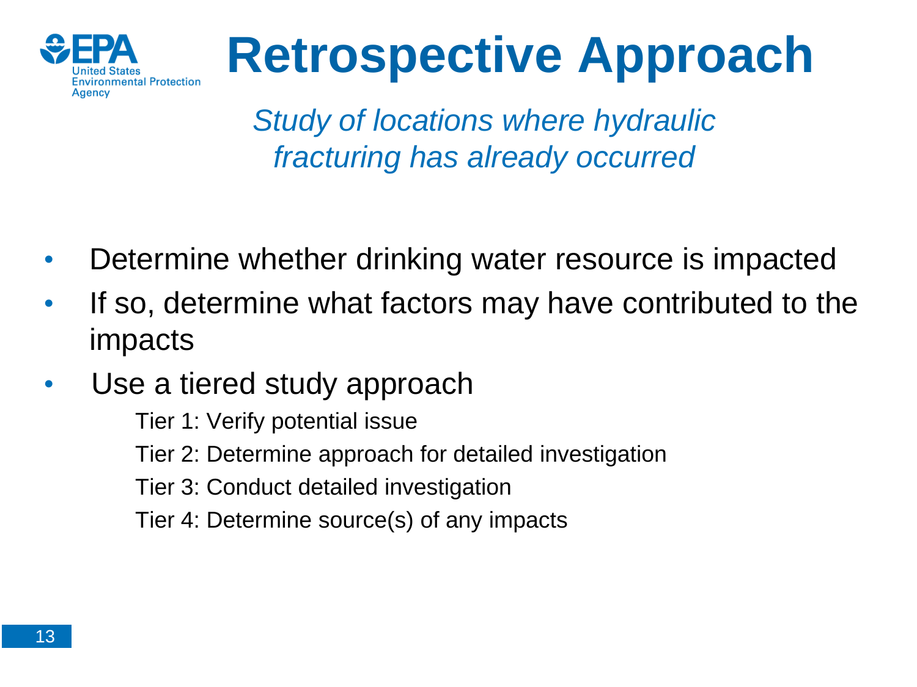# Retrospective Approach

*Study of locations where hydraulic fracturing has already occurred*

- Determine whether drinking water resource is impacted
- If so, determine what factors may have contributed to the impacts
- Use a tiered study approach
  - Tier 1: Verify potential issue
  - Tier 2: Determine approach for detailed investigation
  - Tier 3: Conduct detailed investigation
  - Tier 4: Determine source(s) of any impacts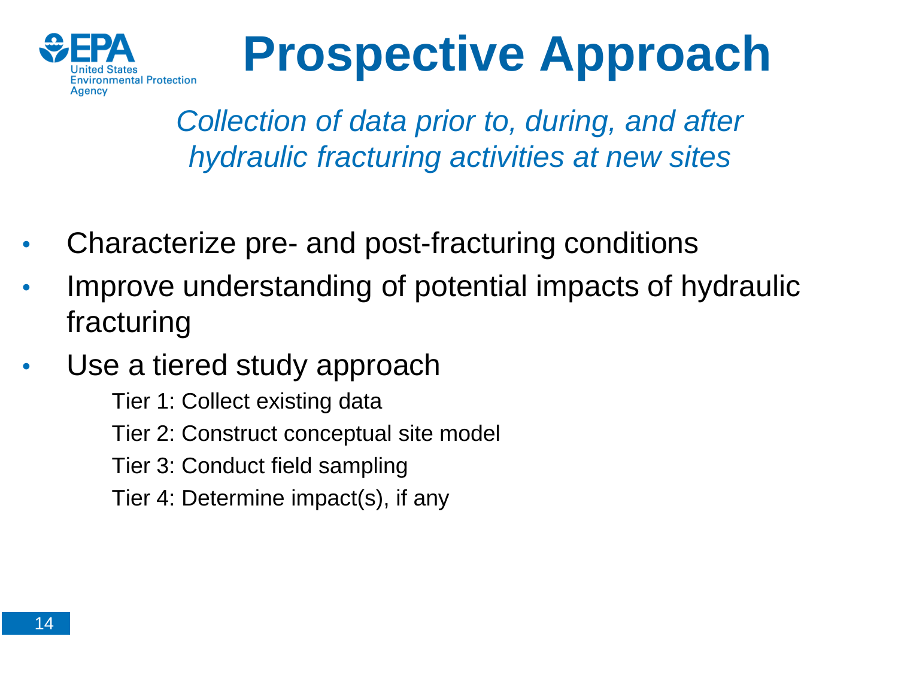# Prospective Approach

*Collection of data prior to, during, and after hydraulic fracturing activities at new sites*

- Characterize pre- and post-fracturing conditions
- Improve understanding of potential impacts of hydraulic fracturing
- Use a tiered study approach
  - Tier 1: Collect existing data
  - Tier 2: Construct conceptual site model
  - Tier 3: Conduct field sampling
  - Tier 4: Determine impact(s), if any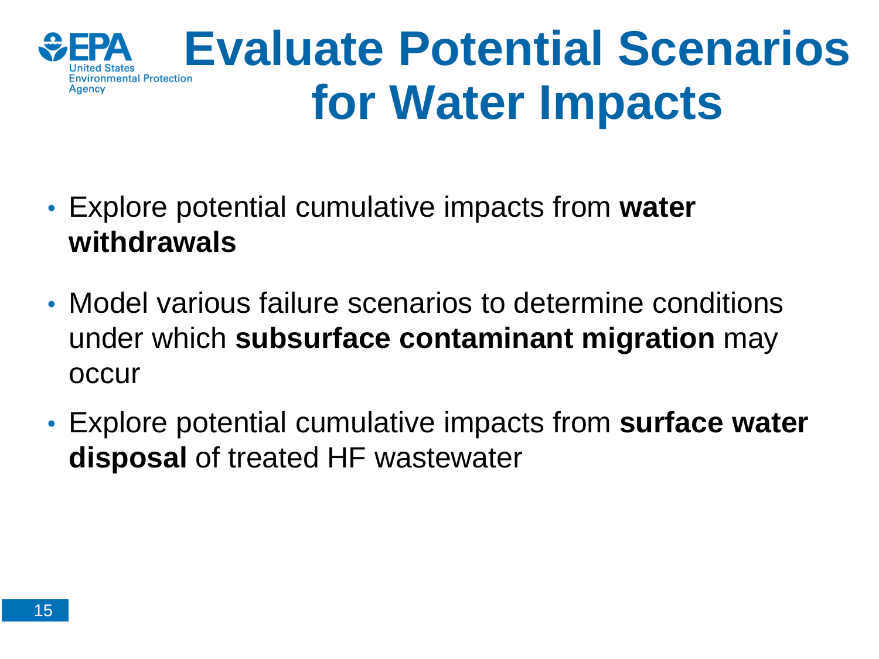# Evaluate Potential Scenarios for Water Impacts

- Explore potential cumulative impacts from **water withdrawals**
- Model various failure scenarios to determine conditions under which **subsurface contaminant migration** may occur
- Explore potential cumulative impacts from **surface water disposal** of treated HF wastewater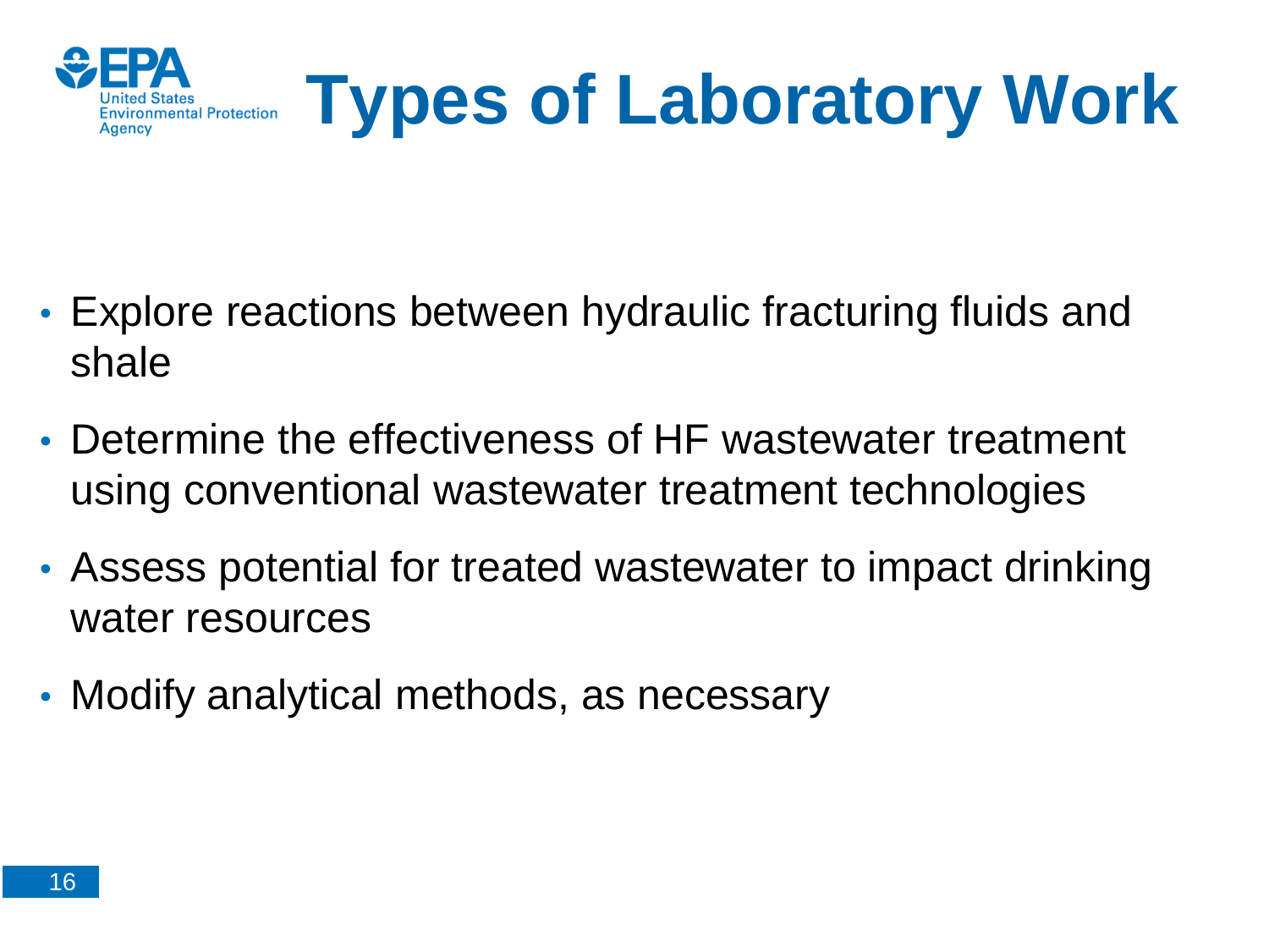# Types of Laboratory Work

- Explore reactions between hydraulic fracturing fluids and shale
- Determine the effectiveness of HF wastewater treatment using conventional wastewater treatment technologies
- Assess potential for treated wastewater to impact drinking water resources
- Modify analytical methods, as necessary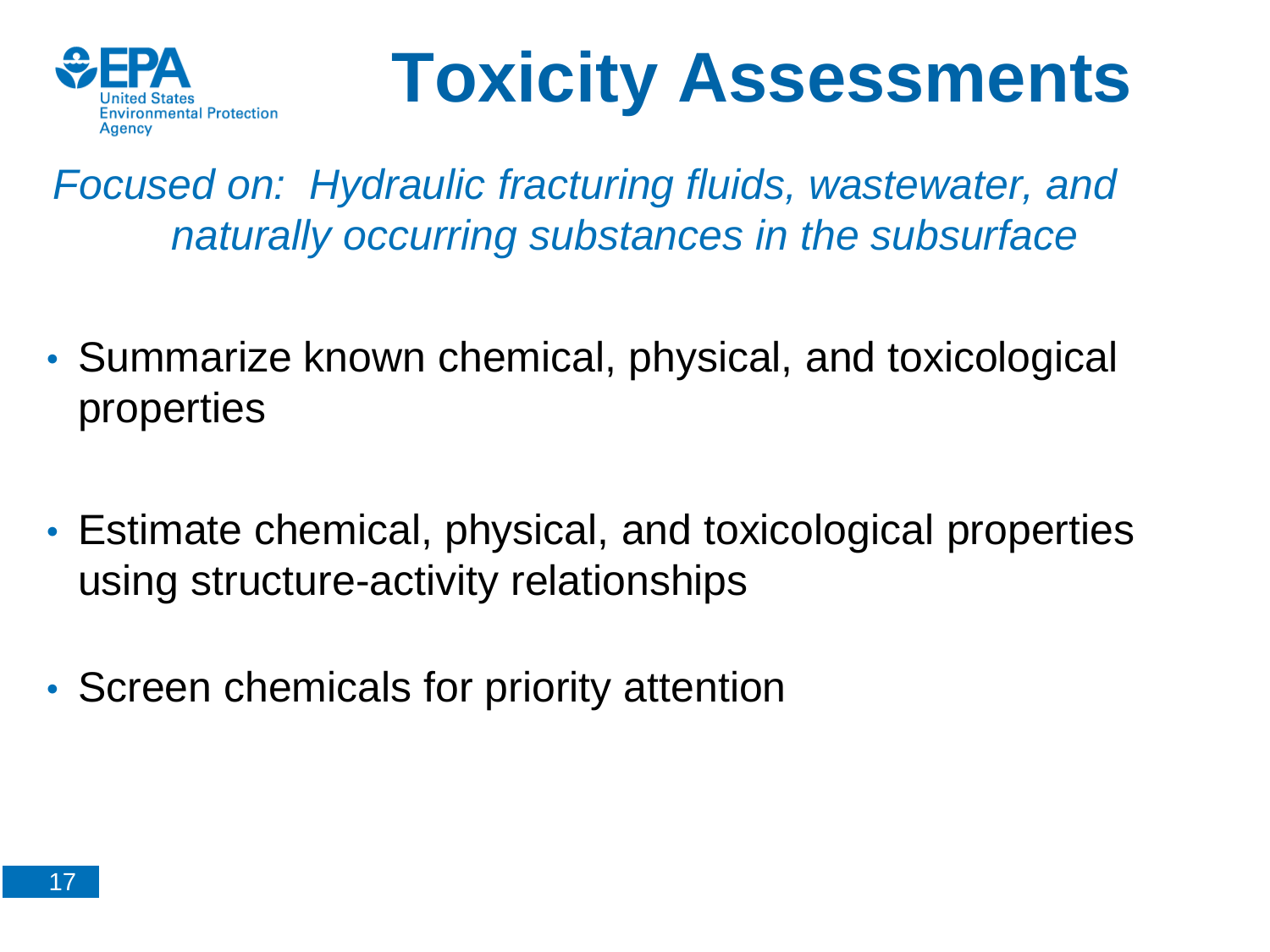# Toxicity Assessments

*Focused on: Hydraulic fracturing fluids, wastewater, and naturally occurring substances in the subsurface*

- Summarize known chemical, physical, and toxicological properties
- Estimate chemical, physical, and toxicological properties using structure-activity relationships
- Screen chemicals for priority attention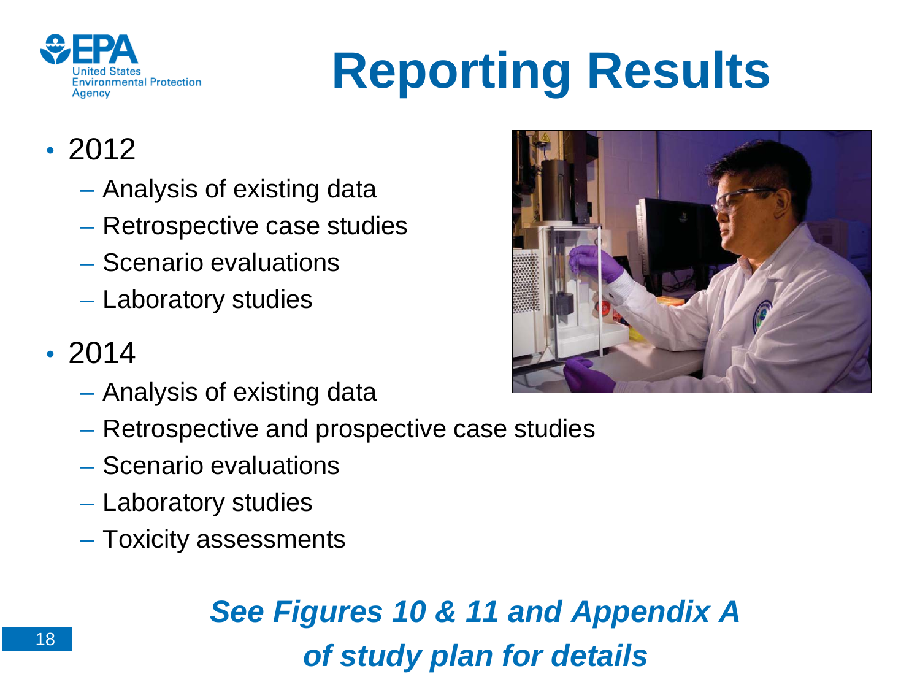# Reporting Results

- 2012
  - Analysis of existing data
  - Retrospective case studies
  - Scenario evaluations
  - Laboratory studies
- 2014
  - Analysis of existing data
  - Retrospective and prospective case studies
  - Scenario evaluations
  - Laboratory studies
  - Toxicity assessments

***See Figures 10 & 11 and Appendix A of study plan for details***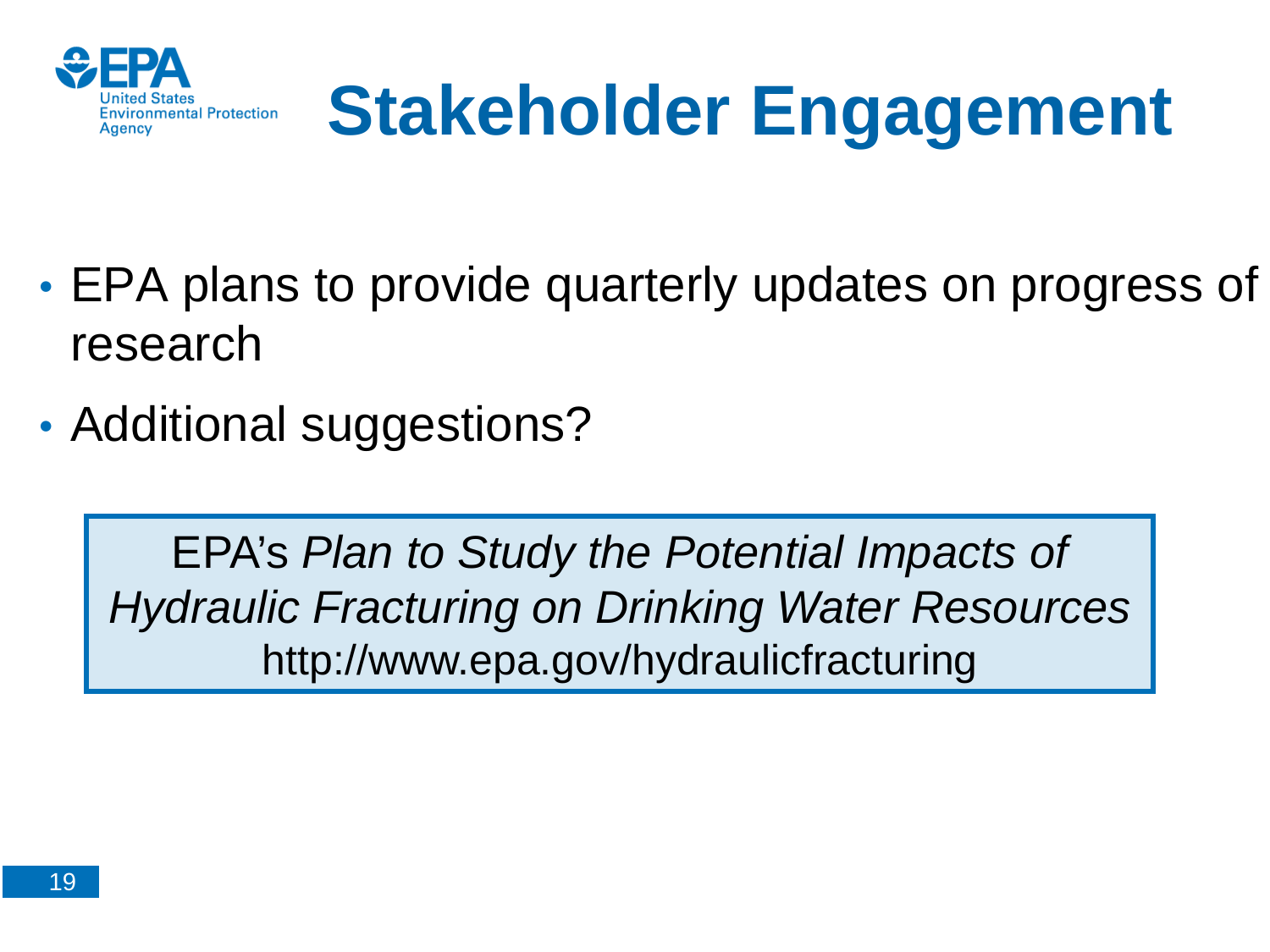# Stakeholder Engagement

- EPA plans to provide quarterly updates on progress of research
- Additional suggestions?

EPA's *Plan to Study the Potential Impacts of Hydraulic Fracturing on Drinking Water Resources*
http://www.epa.gov/hydraulicfracturing